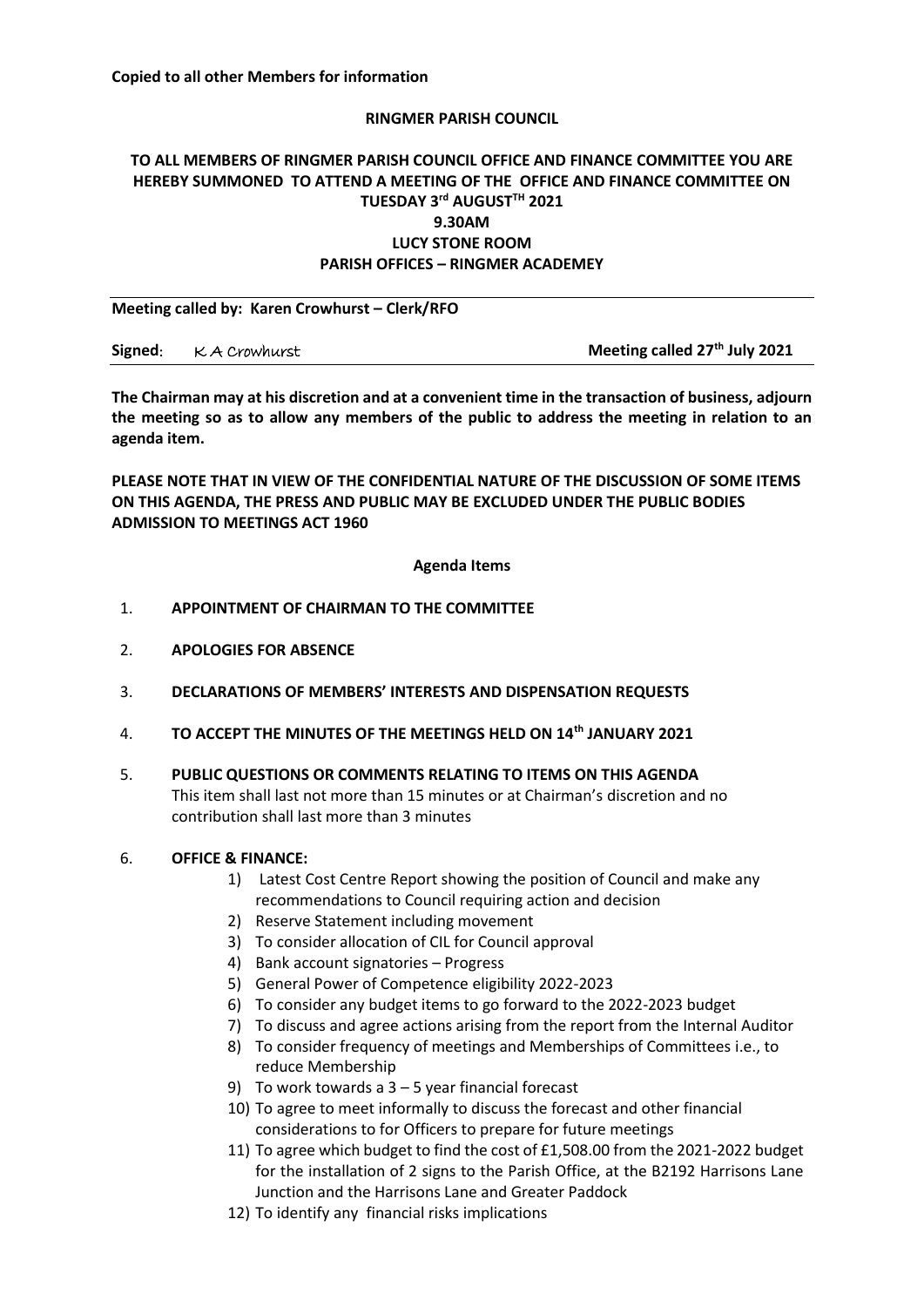**Copied to all other Members for information**

**RINGMER PARISH COUNCIL**

**TO ALL MEMBERS OF RINGMER PARISH COUNCIL OFFICE AND FINANCE COMMITTEE YOU ARE HEREBY SUMMONED TO ATTEND A MEETING OF THE OFFICE AND FINANCE COMMITTEE ON TUESDAY 3rd AUGUSTTH 2021**
**9.30AM**
**LUCY STONE ROOM**
**PARISH OFFICES – RINGMER ACADEMEY**

---

**Meeting called by: Karen Crowhurst – Clerk/RFO**

**Signed**: K A Crowhurst **Meeting called 27th July 2021**

---

**The Chairman may at his discretion and at a convenient time in the transaction of business, adjourn the meeting so as to allow any members of the public to address the meeting in relation to an agenda item.**

**PLEASE NOTE THAT IN VIEW OF THE CONFIDENTIAL NATURE OF THE DISCUSSION OF SOME ITEMS ON THIS AGENDA, THE PRESS AND PUBLIC MAY BE EXCLUDED UNDER THE PUBLIC BODIES ADMISSION TO MEETINGS ACT 1960**

**Agenda Items**

1. **APPOINTMENT OF CHAIRMAN TO THE COMMITTEE**
2. **APOLOGIES FOR ABSENCE**
3. **DECLARATIONS OF MEMBERS' INTERESTS AND DISPENSATION REQUESTS**
4. **TO ACCEPT THE MINUTES OF THE MEETINGS HELD ON 14th JANUARY 2021**
5. **PUBLIC QUESTIONS OR COMMENTS RELATING TO ITEMS ON THIS AGENDA**
   This item shall last not more than 15 minutes or at Chairman's discretion and no contribution shall last more than 3 minutes
6. **OFFICE & FINANCE:**
   1) Latest Cost Centre Report showing the position of Council and make any recommendations to Council requiring action and decision
   2) Reserve Statement including movement
   3) To consider allocation of CIL for Council approval
   4) Bank account signatories – Progress
   5) General Power of Competence eligibility 2022-2023
   6) To consider any budget items to go forward to the 2022-2023 budget
   7) To discuss and agree actions arising from the report from the Internal Auditor
   8) To consider frequency of meetings and Memberships of Committees i.e., to reduce Membership
   9) To work towards a 3 – 5 year financial forecast
   10) To agree to meet informally to discuss the forecast and other financial considerations to for Officers to prepare for future meetings
   11) To agree which budget to find the cost of £1,508.00 from the 2021-2022 budget for the installation of 2 signs to the Parish Office, at the B2192 Harrisons Lane Junction and the Harrisons Lane and Greater Paddock
   12) To identify any financial risks implications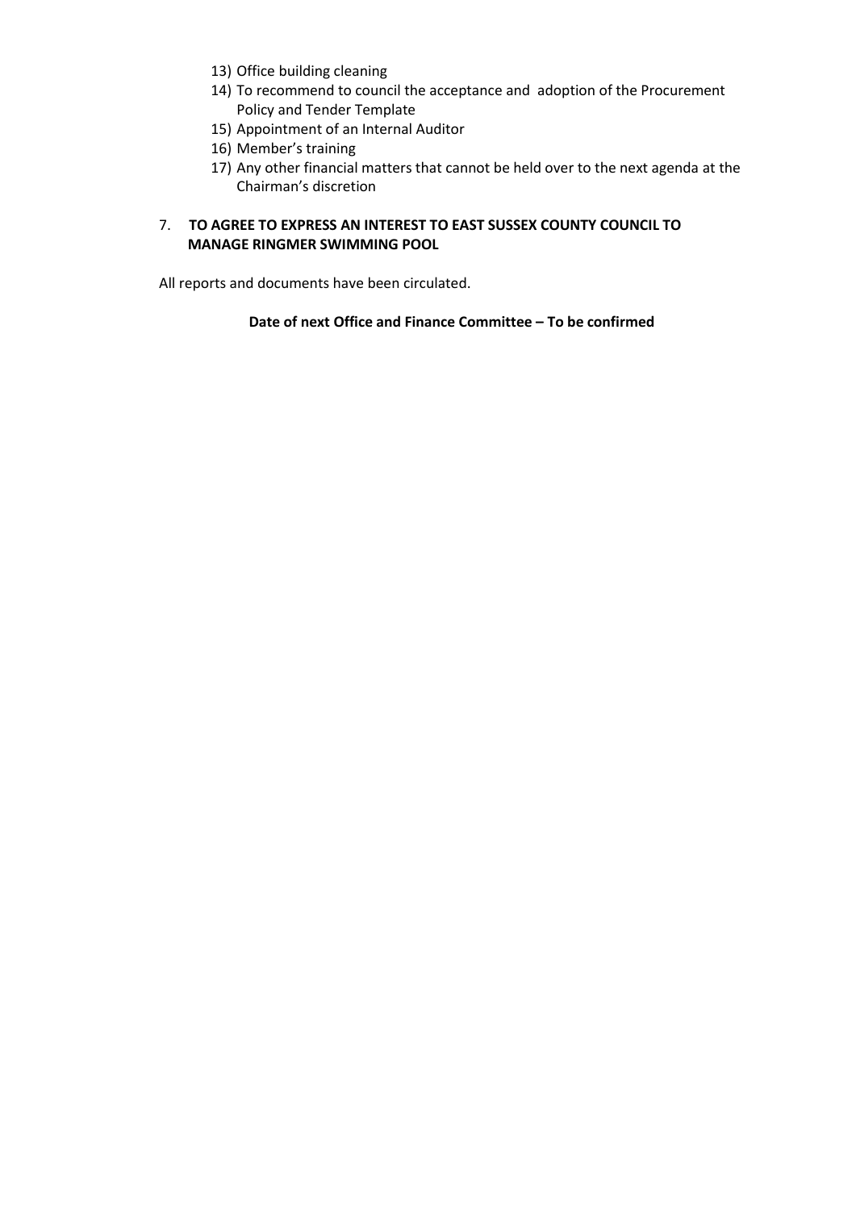13) Office building cleaning
14) To recommend to council the acceptance and adoption of the Procurement Policy and Tender Template
15) Appointment of an Internal Auditor
16) Member's training
17) Any other financial matters that cannot be held over to the next agenda at the Chairman's discretion

7. **TO AGREE TO EXPRESS AN INTEREST TO EAST SUSSEX COUNTY COUNCIL TO MANAGE RINGMER SWIMMING POOL**

All reports and documents have been circulated.

**Date of next Office and Finance Committee – To be confirmed**